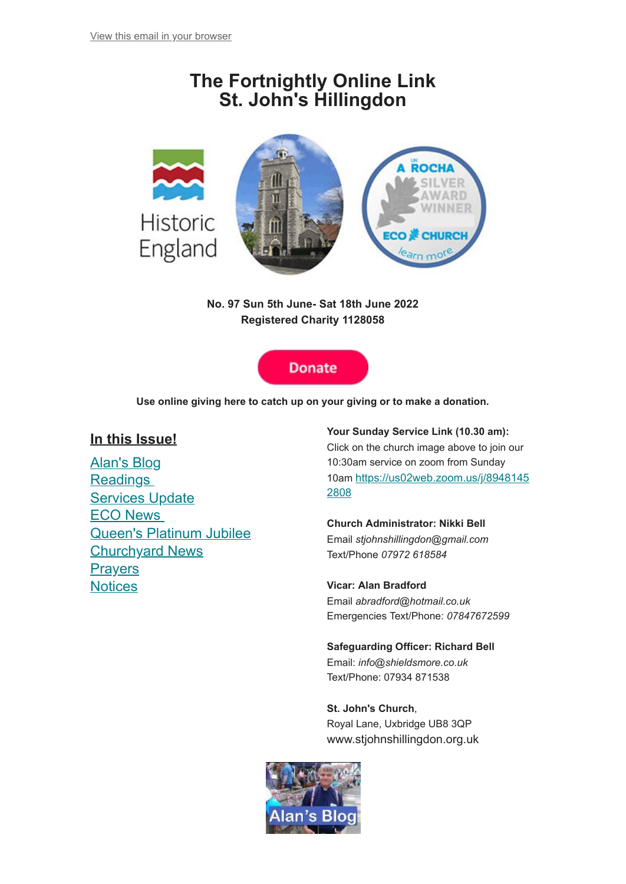View this email in your browser

# The Fortnightly Online Link
# St. John's Hillingdon

**No. 97 Sun 5th June- Sat 18th June 2022**
**Registered Charity 1128058**

Donate

**Use online giving here to catch up on your giving or to make a donation.**

## In this Issue!

- Alan's Blog
- Readings
- Services Update
- ECO News
- Queen's Platinum Jubilee
- Churchyard News
- Prayers
- Notices

**Your Sunday Service Link (10.30 am):**
Click on the church image above to join our 10:30am service on zoom from Sunday 10am https://us02web.zoom.us/j/89481452808

**Church Administrator: Nikki Bell**
Email *stjohnshillingdon@gmail.com*
Text/Phone *07972 618584*

**Vicar: Alan Bradford**
Email *abradford@hotmail.co.uk*
Emergencies Text/Phone: *07847672599*

**Safeguarding Officer: Richard Bell**
Email: *info@shieldsmore.co.uk*
Text/Phone: 07934 871538

**St. John's Church**,
Royal Lane, Uxbridge UB8 3QP
www.stjohnshillingdon.org.uk

Alan's Blog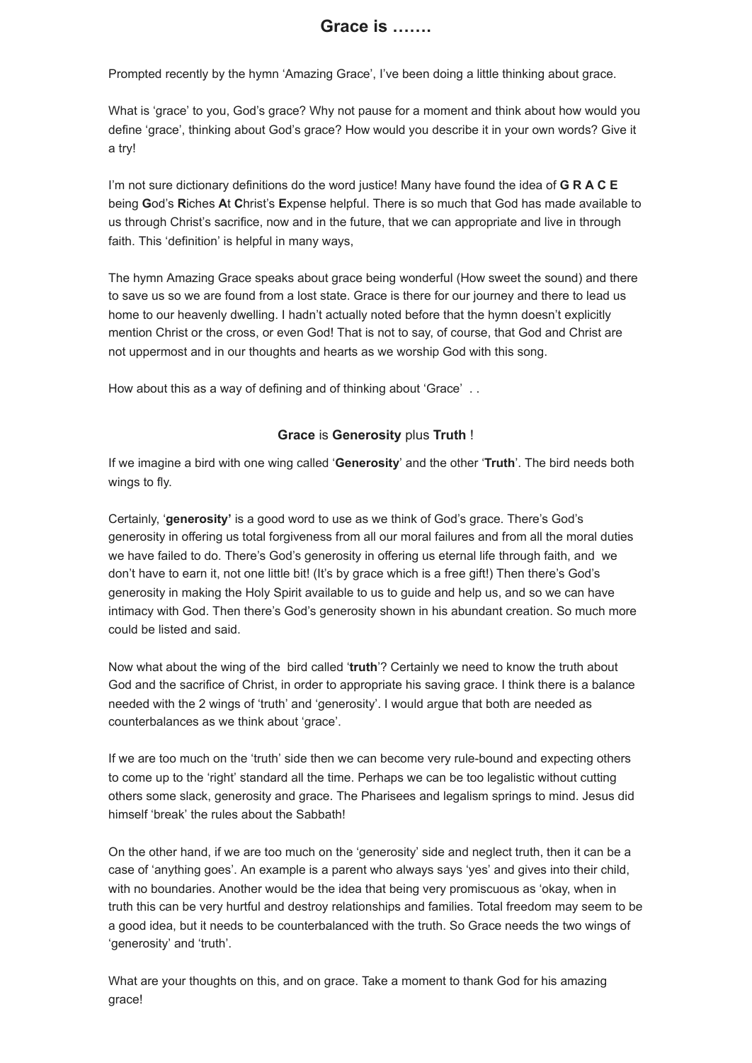# Grace is …….

Prompted recently by the hymn 'Amazing Grace', I've been doing a little thinking about grace.

What is 'grace' to you, God's grace? Why not pause for a moment and think about how would you define 'grace', thinking about God's grace? How would you describe it in your own words? Give it a try!

I'm not sure dictionary definitions do the word justice! Many have found the idea of **G R A C E** being **G**od's **R**iches **A**t **C**hrist's **E**xpense helpful. There is so much that God has made available to us through Christ's sacrifice, now and in the future, that we can appropriate and live in through faith. This 'definition' is helpful in many ways,

The hymn Amazing Grace speaks about grace being wonderful (How sweet the sound) and there to save us so we are found from a lost state. Grace is there for our journey and there to lead us home to our heavenly dwelling. I hadn't actually noted before that the hymn doesn't explicitly mention Christ or the cross, or even God! That is not to say, of course, that God and Christ are not uppermost and in our thoughts and hearts as we worship God with this song.

How about this as a way of defining and of thinking about 'Grace' . .

**Grace** is **Generosity** plus **Truth** !

If we imagine a bird with one wing called '**Generosity**' and the other '**Truth**'. The bird needs both wings to fly.

Certainly, '**generosity'** is a good word to use as we think of God's grace. There's God's generosity in offering us total forgiveness from all our moral failures and from all the moral duties we have failed to do. There's God's generosity in offering us eternal life through faith, and we don't have to earn it, not one little bit! (It's by grace which is a free gift!) Then there's God's generosity in making the Holy Spirit available to us to guide and help us, and so we can have intimacy with God. Then there's God's generosity shown in his abundant creation. So much more could be listed and said.

Now what about the wing of the bird called '**truth**'? Certainly we need to know the truth about God and the sacrifice of Christ, in order to appropriate his saving grace. I think there is a balance needed with the 2 wings of 'truth' and 'generosity'. I would argue that both are needed as counterbalances as we think about 'grace'.

If we are too much on the 'truth' side then we can become very rule-bound and expecting others to come up to the 'right' standard all the time. Perhaps we can be too legalistic without cutting others some slack, generosity and grace. The Pharisees and legalism springs to mind. Jesus did himself 'break' the rules about the Sabbath!

On the other hand, if we are too much on the 'generosity' side and neglect truth, then it can be a case of 'anything goes'. An example is a parent who always says 'yes' and gives into their child, with no boundaries. Another would be the idea that being very promiscuous as 'okay, when in truth this can be very hurtful and destroy relationships and families. Total freedom may seem to be a good idea, but it needs to be counterbalanced with the truth. So Grace needs the two wings of 'generosity' and 'truth'.

What are your thoughts on this, and on grace. Take a moment to thank God for his amazing grace!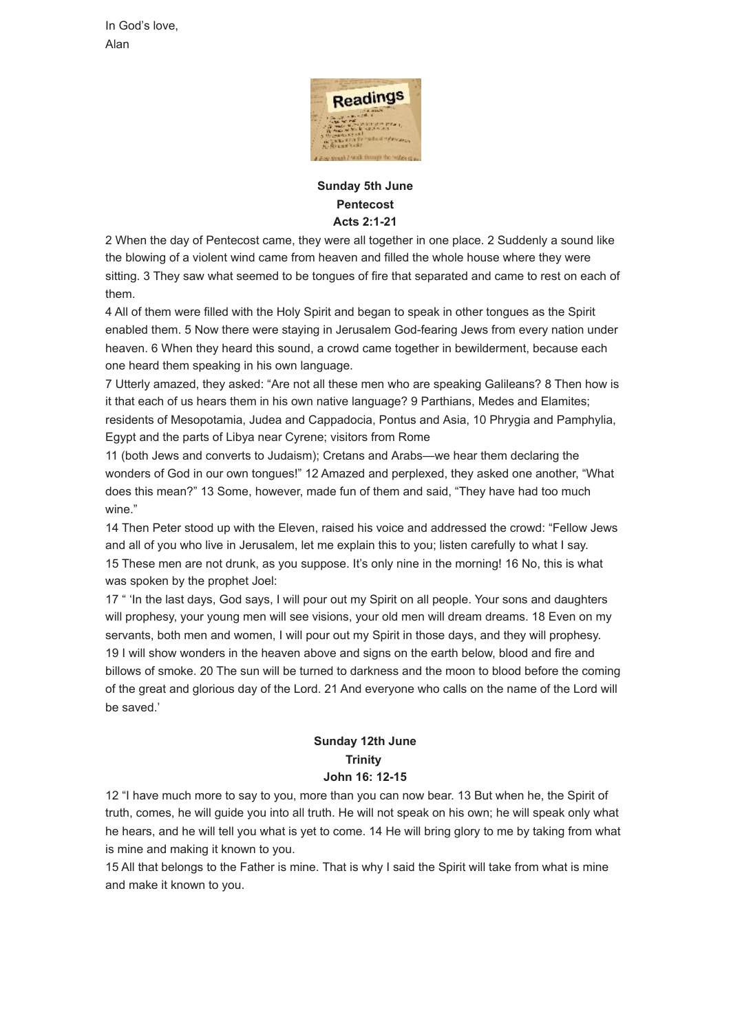In God's love,
Alan

**Sunday 5th June**
**Pentecost**
**Acts 2:1-21**

2 When the day of Pentecost came, they were all together in one place. 2 Suddenly a sound like the blowing of a violent wind came from heaven and filled the whole house where they were sitting. 3 They saw what seemed to be tongues of fire that separated and came to rest on each of them.

4 All of them were filled with the Holy Spirit and began to speak in other tongues as the Spirit enabled them. 5 Now there were staying in Jerusalem God-fearing Jews from every nation under heaven. 6 When they heard this sound, a crowd came together in bewilderment, because each one heard them speaking in his own language.

7 Utterly amazed, they asked: "Are not all these men who are speaking Galileans? 8 Then how is it that each of us hears them in his own native language? 9 Parthians, Medes and Elamites; residents of Mesopotamia, Judea and Cappadocia, Pontus and Asia, 10 Phrygia and Pamphylia, Egypt and the parts of Libya near Cyrene; visitors from Rome

11 (both Jews and converts to Judaism); Cretans and Arabs—we hear them declaring the wonders of God in our own tongues!" 12 Amazed and perplexed, they asked one another, "What does this mean?" 13 Some, however, made fun of them and said, "They have had too much wine."

14 Then Peter stood up with the Eleven, raised his voice and addressed the crowd: "Fellow Jews and all of you who live in Jerusalem, let me explain this to you; listen carefully to what I say.

15 These men are not drunk, as you suppose. It's only nine in the morning! 16 No, this is what was spoken by the prophet Joel:

17 " 'In the last days, God says, I will pour out my Spirit on all people. Your sons and daughters will prophesy, your young men will see visions, your old men will dream dreams. 18 Even on my servants, both men and women, I will pour out my Spirit in those days, and they will prophesy.

19 I will show wonders in the heaven above and signs on the earth below, blood and fire and billows of smoke. 20 The sun will be turned to darkness and the moon to blood before the coming of the great and glorious day of the Lord. 21 And everyone who calls on the name of the Lord will be saved.'

**Sunday 12th June**
**Trinity**
**John 16: 12-15**

12 "I have much more to say to you, more than you can now bear. 13 But when he, the Spirit of truth, comes, he will guide you into all truth. He will not speak on his own; he will speak only what he hears, and he will tell you what is yet to come. 14 He will bring glory to me by taking from what is mine and making it known to you.

15 All that belongs to the Father is mine. That is why I said the Spirit will take from what is mine and make it known to you.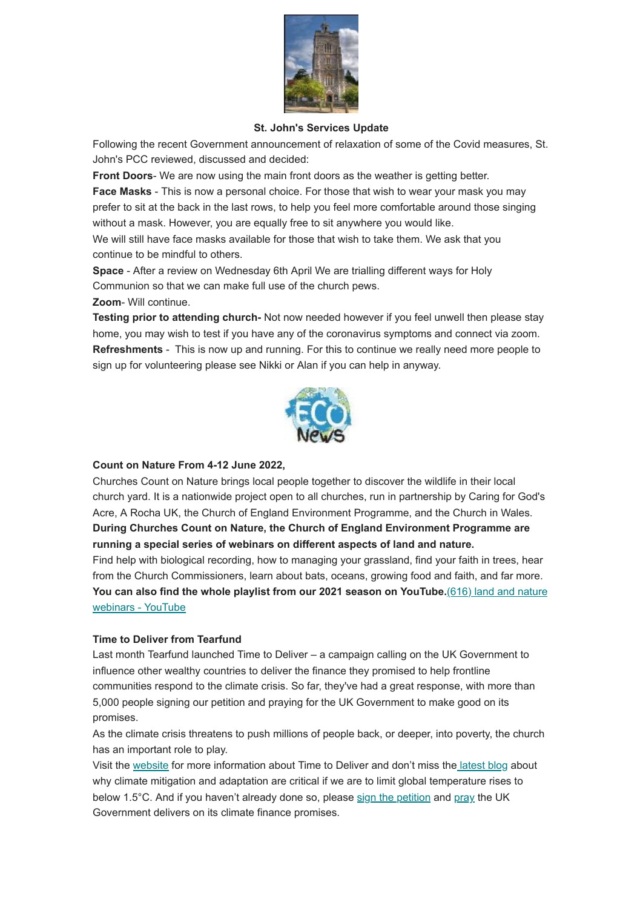**St. John's Services Update**

Following the recent Government announcement of relaxation of some of the Covid measures, St. John's PCC reviewed, discussed and decided:

**Front Doors**- We are now using the main front doors as the weather is getting better.

**Face Masks** - This is now a personal choice. For those that wish to wear your mask you may prefer to sit at the back in the last rows, to help you feel more comfortable around those singing without a mask. However, you are equally free to sit anywhere you would like.

We will still have face masks available for those that wish to take them. We ask that you continue to be mindful to others.

**Space** - After a review on Wednesday 6th April We are trialling different ways for Holy Communion so that we can make full use of the church pews.

**Zoom**- Will continue.

**Testing prior to attending church-** Not now needed however if you feel unwell then please stay home, you may wish to test if you have any of the coronavirus symptoms and connect via zoom.

**Refreshments** - This is now up and running. For this to continue we really need more people to sign up for volunteering please see Nikki or Alan if you can help in anyway.

**Count on Nature From 4-12 June 2022,**

Churches Count on Nature brings local people together to discover the wildlife in their local church yard. It is a nationwide project open to all churches, run in partnership by Caring for God's Acre, A Rocha UK, the Church of England Environment Programme, and the Church in Wales.

**During Churches Count on Nature, the Church of England Environment Programme are running a special series of webinars on different aspects of land and nature.**

Find help with biological recording, how to managing your grassland, find your faith in trees, hear from the Church Commissioners, learn about bats, oceans, growing food and faith, and far more.

**You can also find the whole playlist from our 2021 season on YouTube.**(616) land and nature webinars - YouTube

**Time to Deliver from Tearfund**

Last month Tearfund launched Time to Deliver – a campaign calling on the UK Government to influence other wealthy countries to deliver the finance they promised to help frontline communities respond to the climate crisis. So far, they've had a great response, with more than 5,000 people signing our petition and praying for the UK Government to make good on its promises.

As the climate crisis threatens to push millions of people back, or deeper, into poverty, the church has an important role to play.

Visit the website for more information about Time to Deliver and don't miss the latest blog about why climate mitigation and adaptation are critical if we are to limit global temperature rises to below 1.5°C. And if you haven't already done so, please sign the petition and pray the UK Government delivers on its climate finance promises.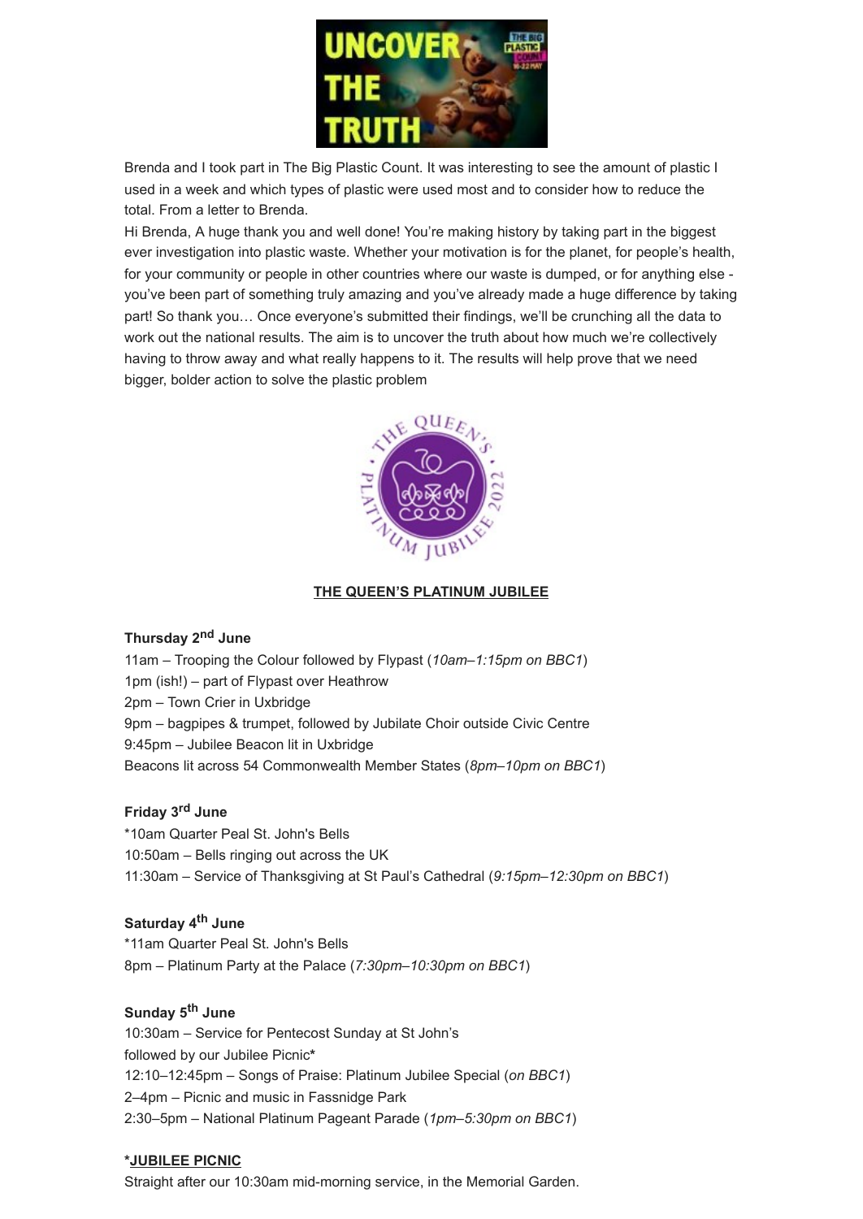Brenda and I took part in The Big Plastic Count. It was interesting to see the amount of plastic I used in a week and which types of plastic were used most and to consider how to reduce the total. From a letter to Brenda.

Hi Brenda, A huge thank you and well done! You're making history by taking part in the biggest ever investigation into plastic waste. Whether your motivation is for the planet, for people's health, for your community or people in other countries where our waste is dumped, or for anything else - you've been part of something truly amazing and you've already made a huge difference by taking part! So thank you… Once everyone's submitted their findings, we'll be crunching all the data to work out the national results. The aim is to uncover the truth about how much we're collectively having to throw away and what really happens to it. The results will help prove that we need bigger, bolder action to solve the plastic problem

## THE QUEEN'S PLATINUM JUBILEE

**Thursday 2nd June**

11am – Trooping the Colour followed by Flypast (*10am–1:15pm on BBC1*)
1pm (ish!) – part of Flypast over Heathrow
2pm – Town Crier in Uxbridge
9pm – bagpipes & trumpet, followed by Jubilate Choir outside Civic Centre
9:45pm – Jubilee Beacon lit in Uxbridge
Beacons lit across 54 Commonwealth Member States (*8pm–10pm on BBC1*)

**Friday 3rd June**

*10am Quarter Peal St. John's Bells
10:50am – Bells ringing out across the UK
11:30am – Service of Thanksgiving at St Paul's Cathedral (*9:15pm–12:30pm on BBC1*)

**Saturday 4th June**

*11am Quarter Peal St. John's Bells
8pm – Platinum Party at the Palace (*7:30pm–10:30pm on BBC1*)

**Sunday 5th June**

10:30am – Service for Pentecost Sunday at St John's
followed by our Jubilee Picnic*
12:10–12:45pm – Songs of Praise: Platinum Jubilee Special (*on BBC1*)
2–4pm – Picnic and music in Fassnidge Park
2:30–5pm – National Platinum Pageant Parade (*1pm–5:30pm on BBC1*)

**\*JUBILEE PICNIC**

Straight after our 10:30am mid-morning service, in the Memorial Garden.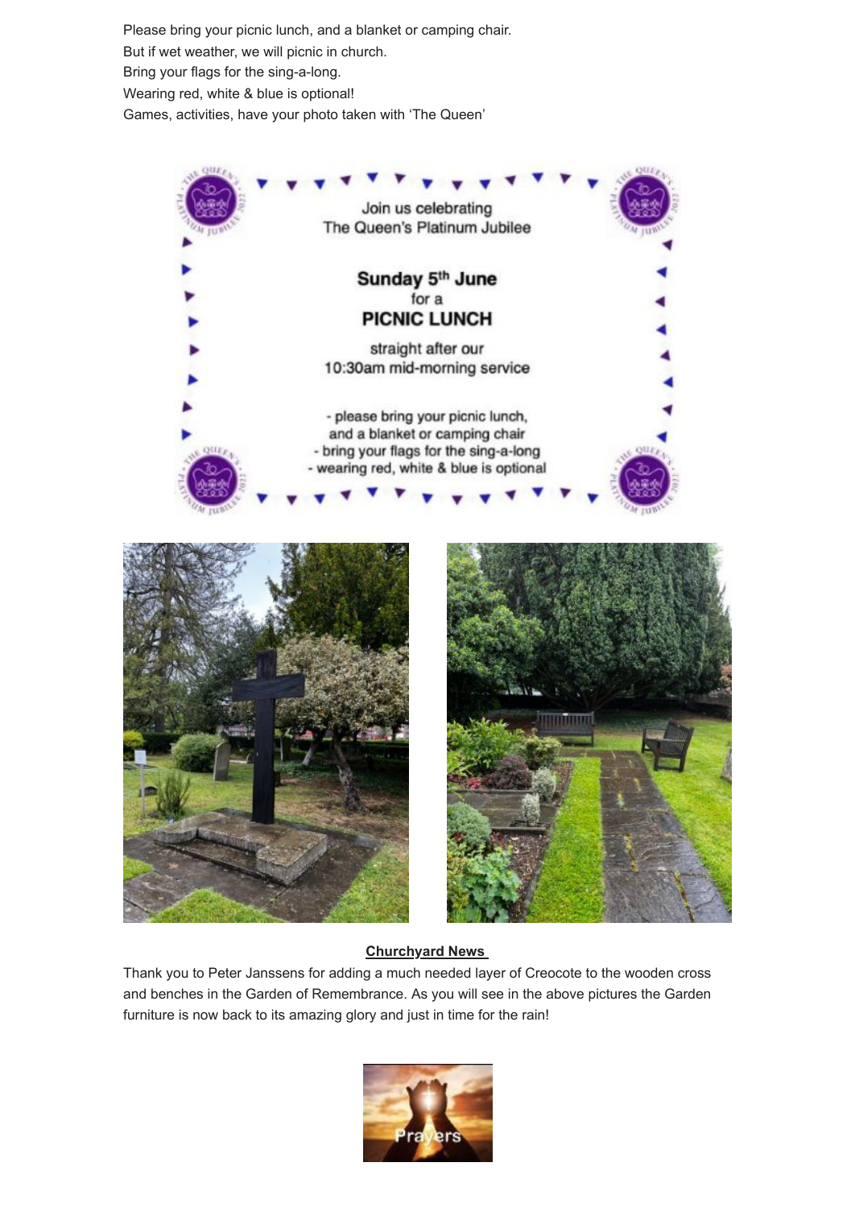Please bring your picnic lunch, and a blanket or camping chair.
But if wet weather, we will picnic in church.
Bring your flags for the sing-a-long.
Wearing red, white & blue is optional!
Games, activities, have your photo taken with 'The Queen'

Join us celebrating
The Queen's Platinum Jubilee

**Sunday 5th June**
for a
**PICNIC LUNCH**

straight after our
10:30am mid-morning service

- please bring your picnic lunch, and a blanket or camping chair
- bring your flags for the sing-a-long
- wearing red, white & blue is optional

**Churchyard News**

Thank you to Peter Janssens for adding a much needed layer of Creocote to the wooden cross and benches in the Garden of Remembrance. As you will see in the above pictures the Garden furniture is now back to its amazing glory and just in time for the rain!

Prayers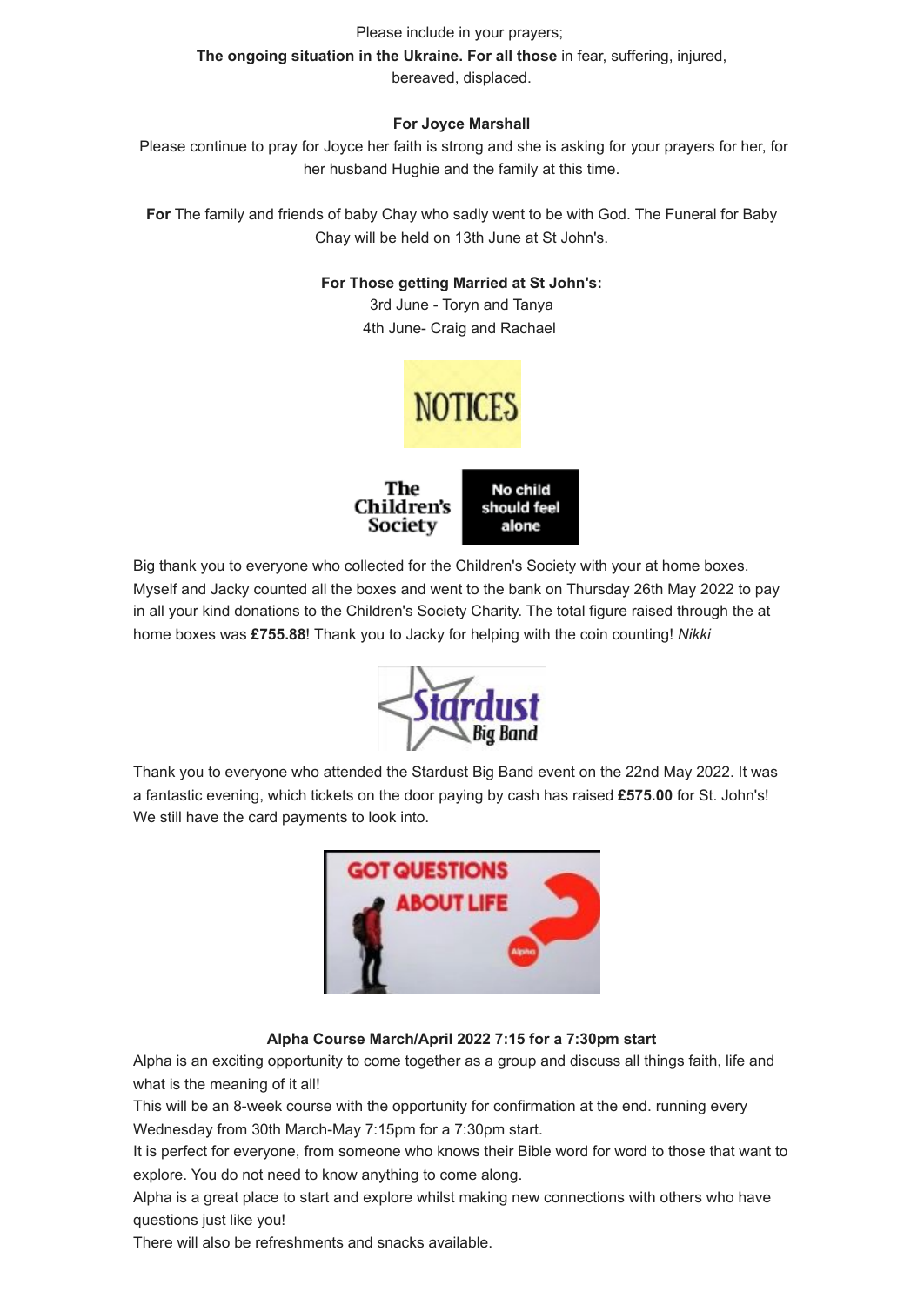Please include in your prayers;

**The ongoing situation in the Ukraine. For all those** in fear, suffering, injured, bereaved, displaced.

**For Joyce Marshall**

Please continue to pray for Joyce her faith is strong and she is asking for your prayers for her, for her husband Hughie and the family at this time.

**For** The family and friends of baby Chay who sadly went to be with God. The Funeral for Baby Chay will be held on 13th June at St John's.

**For Those getting Married at St John's:**

3rd June - Toryn and Tanya
4th June- Craig and Rachael

# NOTICES

Big thank you to everyone who collected for the Children's Society with your at home boxes. Myself and Jacky counted all the boxes and went to the bank on Thursday 26th May 2022 to pay in all your kind donations to the Children's Society Charity. The total figure raised through the at home boxes was **£755.88**! Thank you to Jacky for helping with the coin counting! *Nikki*

Thank you to everyone who attended the Stardust Big Band event on the 22nd May 2022. It was a fantastic evening, which tickets on the door paying by cash has raised **£575.00** for St. John's! We still have the card payments to look into.

**Alpha Course March/April 2022 7:15 for a 7:30pm start**

Alpha is an exciting opportunity to come together as a group and discuss all things faith, life and what is the meaning of it all!

This will be an 8-week course with the opportunity for confirmation at the end. running every Wednesday from 30th March-May 7:15pm for a 7:30pm start.

It is perfect for everyone, from someone who knows their Bible word for word to those that want to explore. You do not need to know anything to come along.

Alpha is a great place to start and explore whilst making new connections with others who have questions just like you!

There will also be refreshments and snacks available.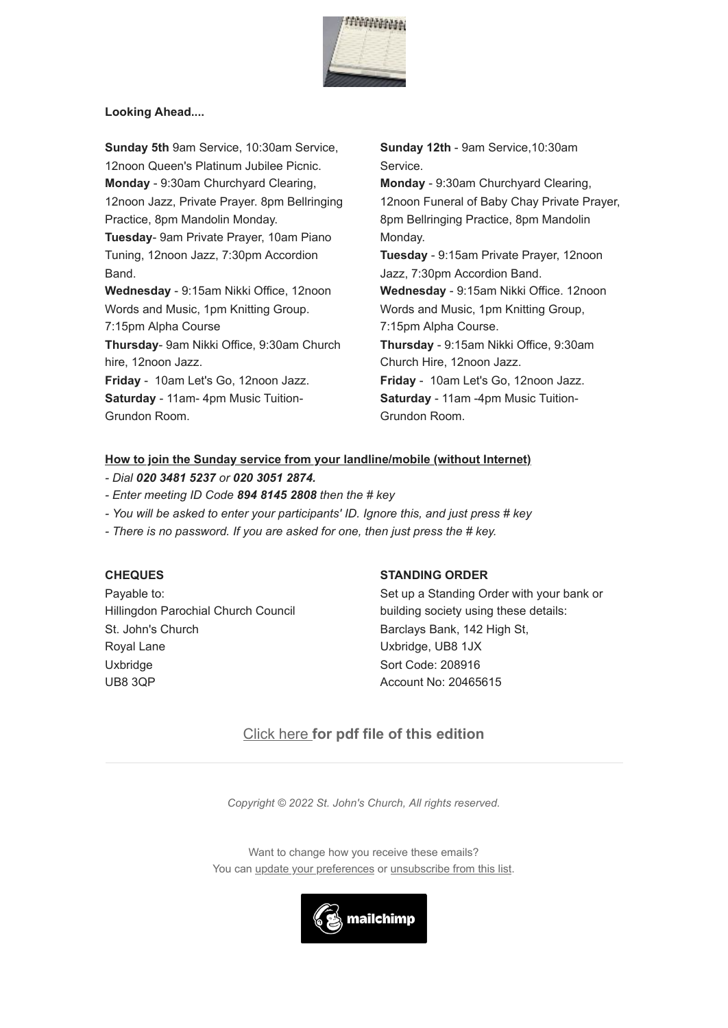**Looking Ahead....**

**Sunday 5th** 9am Service, 10:30am Service, 12noon Queen's Platinum Jubilee Picnic.
**Monday** - 9:30am Churchyard Clearing, 12noon Jazz, Private Prayer. 8pm Bellringing Practice, 8pm Mandolin Monday.
**Tuesday**- 9am Private Prayer, 10am Piano Tuning, 12noon Jazz, 7:30pm Accordion Band.
**Wednesday** - 9:15am Nikki Office, 12noon Words and Music, 1pm Knitting Group. 7:15pm Alpha Course
**Thursday**- 9am Nikki Office, 9:30am Church hire, 12noon Jazz.
**Friday** - 10am Let's Go, 12noon Jazz.
**Saturday** - 11am- 4pm Music Tuition- Grundon Room.

**Sunday 12th** - 9am Service,10:30am Service.
**Monday** - 9:30am Churchyard Clearing, 12noon Funeral of Baby Chay Private Prayer, 8pm Bellringing Practice, 8pm Mandolin Monday.
**Tuesday** - 9:15am Private Prayer, 12noon Jazz, 7:30pm Accordion Band.
**Wednesday** - 9:15am Nikki Office. 12noon Words and Music, 1pm Knitting Group, 7:15pm Alpha Course.
**Thursday** - 9:15am Nikki Office, 9:30am Church Hire, 12noon Jazz.
**Friday** - 10am Let's Go, 12noon Jazz.
**Saturday** - 11am -4pm Music Tuition- Grundon Room.

**How to join the Sunday service from your landline/mobile (without Internet)**

*- Dial **020 3481 5237** or **020 3051 2874.***
*- Enter meeting ID Code **894 8145 2808** then the # key*
*- You will be asked to enter your participants' ID. Ignore this, and just press # key*
*- There is no password. If you are asked for one, then just press the # key.*

**CHEQUES**

Payable to:
Hillingdon Parochial Church Council
St. John's Church
Royal Lane
Uxbridge
UB8 3QP

**STANDING ORDER**

Set up a Standing Order with your bank or building society using these details:
Barclays Bank, 142 High St,
Uxbridge, UB8 1JX
Sort Code: 208916
Account No: 20465615

Click here **for pdf file of this edition**

---

*Copyright © 2022 St. John's Church, All rights reserved.*

Want to change how you receive these emails?
You can update your preferences or unsubscribe from this list.

mailchimp